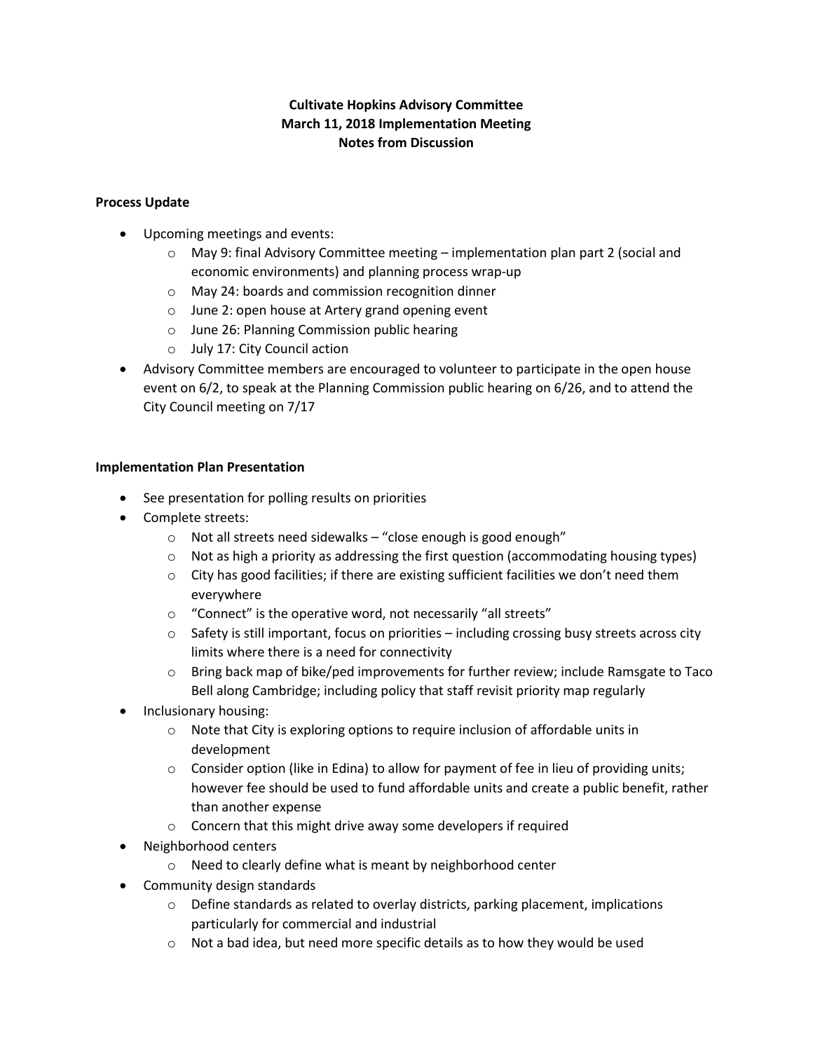**Cultivate Hopkins Advisory Committee**
**March 11, 2018 Implementation Meeting**
**Notes from Discussion**

**Process Update**

- Upcoming meetings and events:
  - May 9: final Advisory Committee meeting – implementation plan part 2 (social and economic environments) and planning process wrap-up
  - May 24: boards and commission recognition dinner
  - June 2: open house at Artery grand opening event
  - June 26: Planning Commission public hearing
  - July 17: City Council action
- Advisory Committee members are encouraged to volunteer to participate in the open house event on 6/2, to speak at the Planning Commission public hearing on 6/26, and to attend the City Council meeting on 7/17

**Implementation Plan Presentation**

- See presentation for polling results on priorities
- Complete streets:
  - Not all streets need sidewalks – "close enough is good enough"
  - Not as high a priority as addressing the first question (accommodating housing types)
  - City has good facilities; if there are existing sufficient facilities we don't need them everywhere
  - "Connect" is the operative word, not necessarily "all streets"
  - Safety is still important, focus on priorities – including crossing busy streets across city limits where there is a need for connectivity
  - Bring back map of bike/ped improvements for further review; include Ramsgate to Taco Bell along Cambridge; including policy that staff revisit priority map regularly
- Inclusionary housing:
  - Note that City is exploring options to require inclusion of affordable units in development
  - Consider option (like in Edina) to allow for payment of fee in lieu of providing units; however fee should be used to fund affordable units and create a public benefit, rather than another expense
  - Concern that this might drive away some developers if required
- Neighborhood centers
  - Need to clearly define what is meant by neighborhood center
- Community design standards
  - Define standards as related to overlay districts, parking placement, implications particularly for commercial and industrial
  - Not a bad idea, but need more specific details as to how they would be used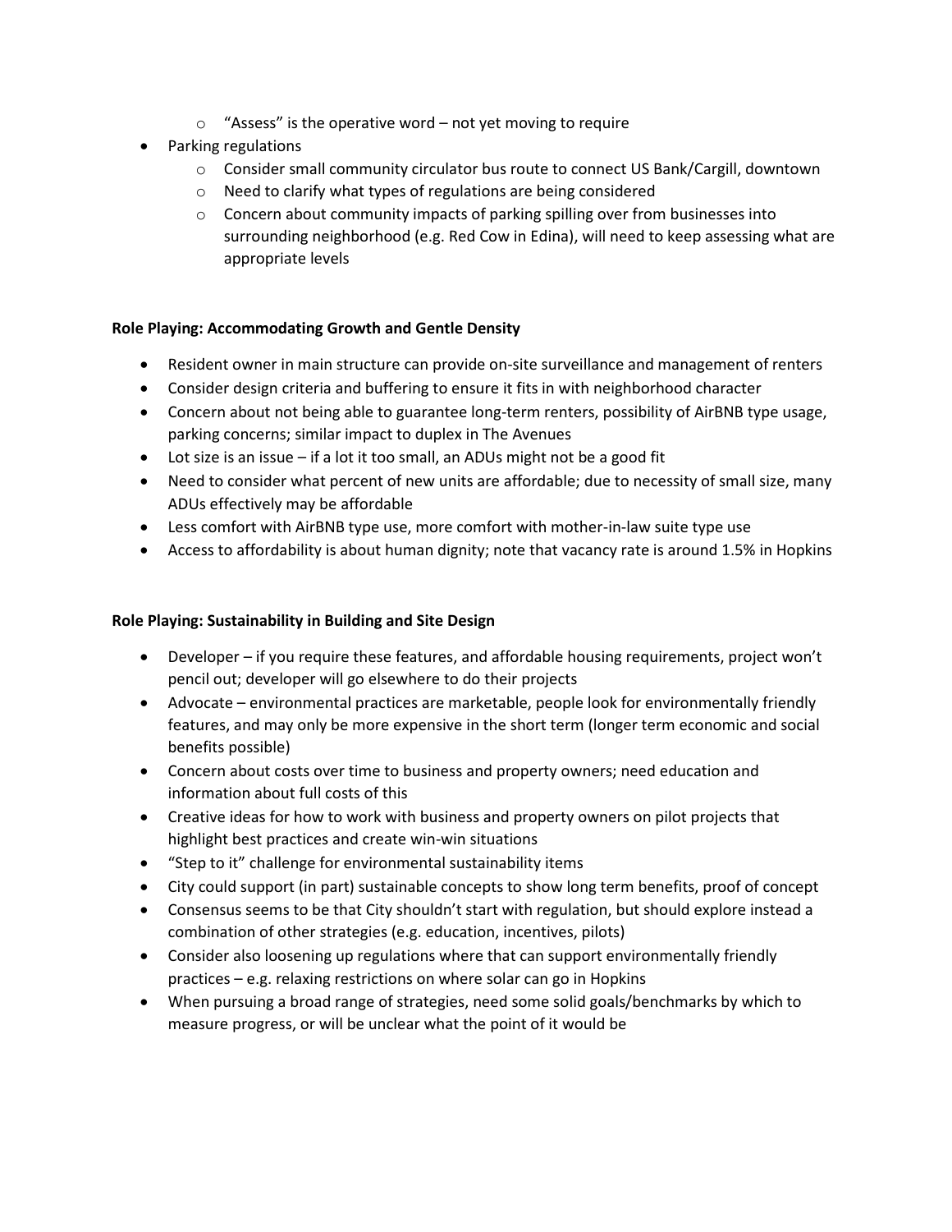- “Assess” is the operative word – not yet moving to require
- Parking regulations
  - Consider small community circulator bus route to connect US Bank/Cargill, downtown
  - Need to clarify what types of regulations are being considered
  - Concern about community impacts of parking spilling over from businesses into surrounding neighborhood (e.g. Red Cow in Edina), will need to keep assessing what are appropriate levels

**Role Playing: Accommodating Growth and Gentle Density**

- Resident owner in main structure can provide on-site surveillance and management of renters
- Consider design criteria and buffering to ensure it fits in with neighborhood character
- Concern about not being able to guarantee long-term renters, possibility of AirBNB type usage, parking concerns; similar impact to duplex in The Avenues
- Lot size is an issue – if a lot it too small, an ADUs might not be a good fit
- Need to consider what percent of new units are affordable; due to necessity of small size, many ADUs effectively may be affordable
- Less comfort with AirBNB type use, more comfort with mother-in-law suite type use
- Access to affordability is about human dignity; note that vacancy rate is around 1.5% in Hopkins

**Role Playing: Sustainability in Building and Site Design**

- Developer – if you require these features, and affordable housing requirements, project won’t pencil out; developer will go elsewhere to do their projects
- Advocate – environmental practices are marketable, people look for environmentally friendly features, and may only be more expensive in the short term (longer term economic and social benefits possible)
- Concern about costs over time to business and property owners; need education and information about full costs of this
- Creative ideas for how to work with business and property owners on pilot projects that highlight best practices and create win-win situations
- “Step to it” challenge for environmental sustainability items
- City could support (in part) sustainable concepts to show long term benefits, proof of concept
- Consensus seems to be that City shouldn’t start with regulation, but should explore instead a combination of other strategies (e.g. education, incentives, pilots)
- Consider also loosening up regulations where that can support environmentally friendly practices – e.g. relaxing restrictions on where solar can go in Hopkins
- When pursuing a broad range of strategies, need some solid goals/benchmarks by which to measure progress, or will be unclear what the point of it would be